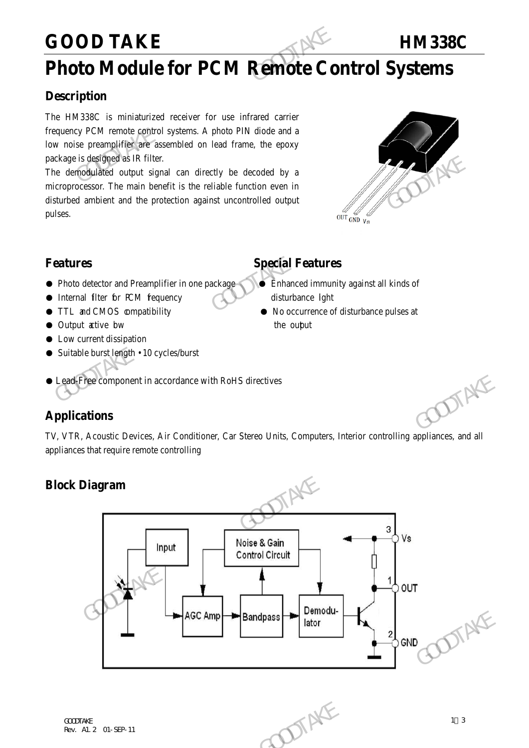# GOOD TAKE HM338C

# Photo Module for PCM Remote Control Systems

## Description

The HM338C is miniaturized receiver for use infrared carrier frequency PCM remote control systems. A photo PIN diode and a low noise preamplifier are assembled on lead frame, the epoxy package is designed as IR filter.

The demodulated output signal can directly be decoded by a microprocessor. The main benefit is the reliable function even in disturbed ambient and the protection against uncontrolled output pulses.

OUT GND Vs

## Features

- Photo detector and Preamplifier in one package
- Internal filter for PCM frequency
- TTL and CMOS compatibility
- Output active low
- Low current dissipation
- Suitable burst length • 10 cycles/burst

## Special Features

- Enhanced immunity against all kinds of disturbance light
- No occurrence of disturbance pulses at the output

- Lead-Free component in accordance with RoHS directives

## Applications

TV, VTR, Acoustic Devices, Air Conditioner, Car Stereo Units, Computers, Interior controlling appliances, and all appliances that require remote controlling

## Block Diagram

Input → AGC Amp → Bandpass → Demodulator; Noise & Gain Control Circuit

3 Vs, 1 OUT, 2 GND

GOODTAKE
Rev. A1.2 01-SEP-11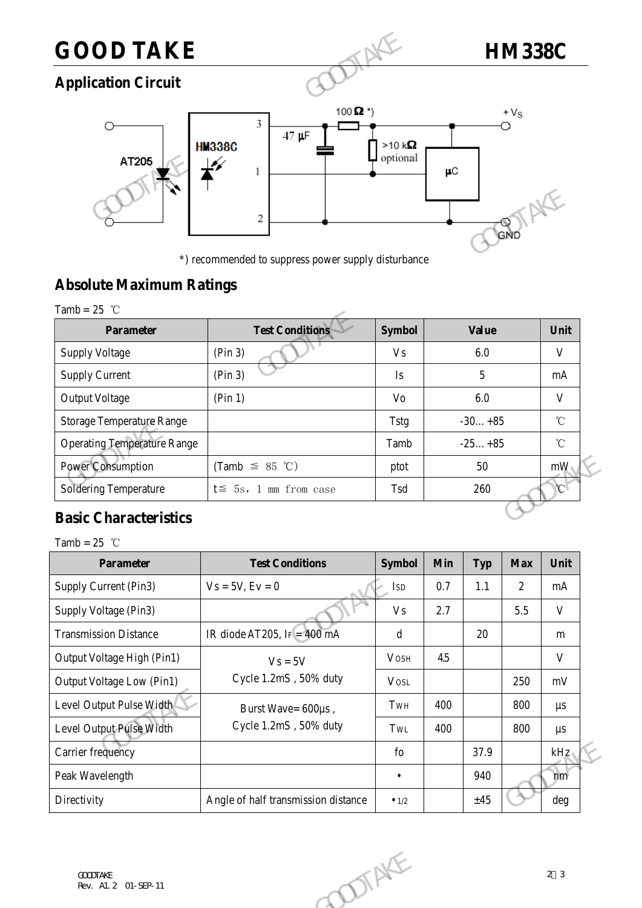## Application Circuit

*) recommended to suppress power supply disturbance

## Absolute Maximum Ratings

Tamb = 25 ℃

| Parameter | Test Conditions | Symbol | Value | Unit |
|---|---|---|---|---|
| Supply Voltage | (Pin 3) | Vs | 6.0 | V |
| Supply Current | (Pin 3) | Is | 5 | mA |
| Output Voltage | (Pin 1) | Vo | 6.0 | V |
| Storage Temperature Range | | Tstg | -30… +85 | ℃ |
| Operating Temperature Range | | Tamb | -25… +85 | ℃ |
| Power Consumption | (Tamb ≦ 85 ℃) | ptot | 50 | mW |
| Soldering Temperature | t≦ 5s, 1 mm from case | Tsd | 260 | ℃ |

## Basic Characteristics

Tamb = 25 ℃

| Parameter | Test Conditions | Symbol | Min | Typ | Max | Unit |
|---|---|---|---|---|---|---|
| Supply Current (Pin3) | Vs = 5V, Ev = 0 | $I_{SD}$ | 0.7 | 1.1 | 2 | mA |
| Supply Voltage (Pin3) | | Vs | 2.7 | | 5.5 | V |
| Transmission Distance | IR diode AT205, $I_F$ = 400 mA | d | | 20 | | m |
| Output Voltage High (Pin1) | Vs = 5V<br>Cycle 1.2mS , 50% duty | $V_{OSH}$ | 4.5 | | | V |
| Output Voltage Low (Pin1) | | $V_{OSL}$ | | | 250 | mV |
| Level Output Pulse Width | Burst Wave= 600μs ,<br>Cycle 1.2mS , 50% duty | $T_{WH}$ | 400 | | 800 | μs |
| Level Output Pulse Width | | $T_{WL}$ | 400 | | 800 | μs |
| Carrier frequency | | fo | | 37.9 | | kHz |
| Peak Wavelength | | • | | 940 | | nm |
| Directivity | Angle of half transmission distance | $•_{1/2}$ | | ±45 | | deg |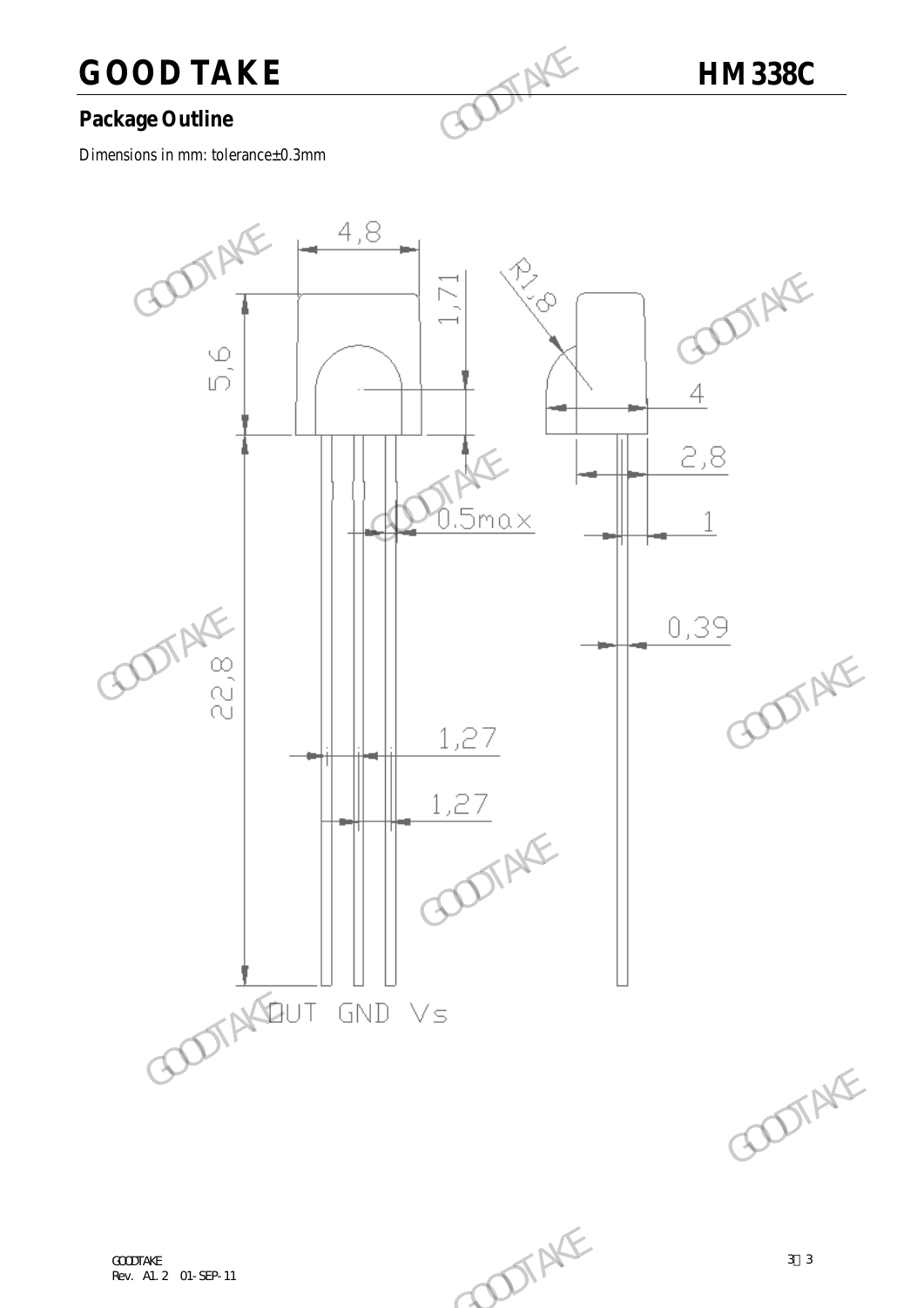## Package Outline

Dimensions in mm: tolerance±0.3mm

4,8

1,71

R1,8

5,6

4

2,8

0.5max

1

0,39

22,8

1,27

1,27

OUT GND Vs